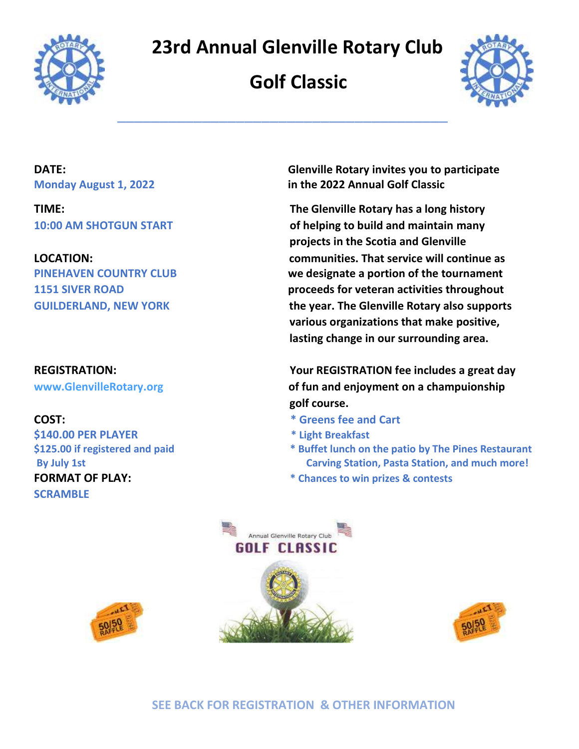# 23rd Annual Glenville Rotary Club

# Golf Classic

**DATE:**
Monday August 1, 2022

**TIME:**
10:00 AM SHOTGUN START

**LOCATION:**
PINEHAVEN COUNTRY CLUB
1151 SIVER ROAD
GUILDERLAND, NEW YORK

**REGISTRATION:**
www.GlenvilleRotary.org

**COST:**
$140.00 PER PLAYER
$125.00 if registered and paid By July 1st

**FORMAT OF PLAY:**
SCRAMBLE

**Glenville Rotary invites you to participate in the 2022 Annual Golf Classic**

**The Glenville Rotary has a long history of helping to build and maintain many projects in the Scotia and Glenville communities. That service will continue as we designate a portion of the tournament proceeds for veteran activities throughout the year. The Glenville Rotary also supports various organizations that make positive, lasting change in our surrounding area.**

**Your REGISTRATION fee includes a great day of fun and enjoyment on a champuionship golf course.**

* Greens fee and Cart
* Light Breakfast
* Buffet lunch on the patio by The Pines Restaurant Carving Station, Pasta Station, and much more!
* Chances to win prizes & contests

Annual Glenville Rotary Club
GOLF CLASSIC

50/50 RAFFLE

SEE BACK FOR REGISTRATION & OTHER INFORMATION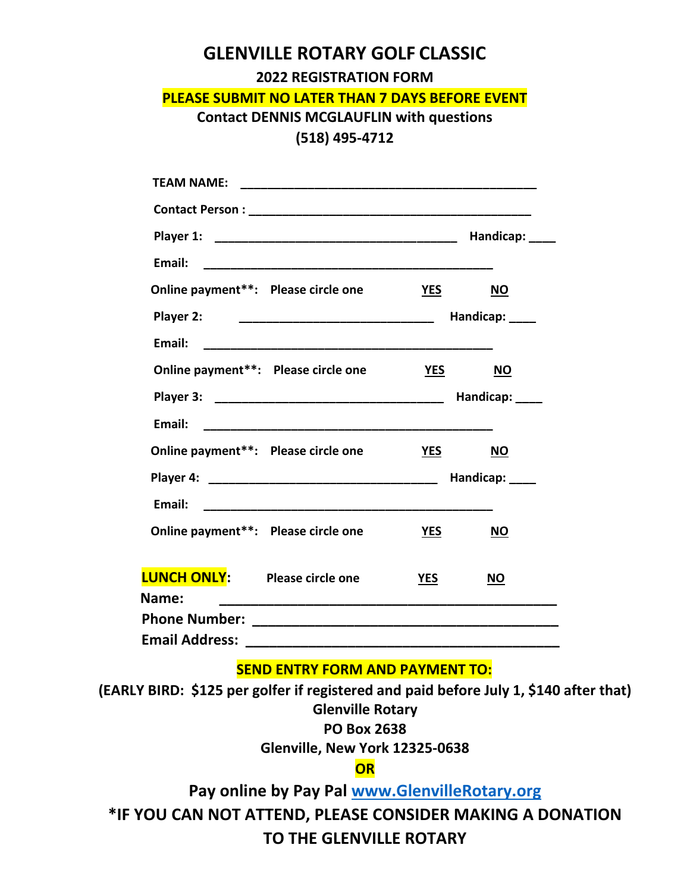# GLENVILLE ROTARY GOLF CLASSIC

**2022 REGISTRATION FORM**

**PLEASE SUBMIT NO LATER THAN 7 DAYS BEFORE EVENT**

**Contact DENNIS MCGLAUFLIN with questions**

**(518) 495-4712**

**TEAM NAME:** ____________________________________________

**Contact Person :** ____________________________________________

**Player 1:** ____________________________________ **Handicap:** ____

**Email:** ____________________________________________

**Online payment**:** Please circle one **YES** **NO**

**Player 2:** ____________________________ **Handicap:** ____

**Email:** ____________________________________________

**Online payment**:** Please circle one **YES** **NO**

**Player 3:** __________________________________ **Handicap:** ____

**Email:** ____________________________________________

**Online payment**:** Please circle one **YES** **NO**

**Player 4:** __________________________________ **Handicap:** ____

**Email:** ____________________________________________

**Online payment**:** Please circle one **YES** **NO**

**LUNCH ONLY:** Please circle one **YES** **NO**

**Name:** ____________________________________________

**Phone Number:** ________________________________________

**Email Address:** ________________________________________

**SEND ENTRY FORM AND PAYMENT TO:**

**(EARLY BIRD: $125 per golfer if registered and paid before July 1, $140 after that)**

**Glenville Rotary**

**PO Box 2638**

**Glenville, New York 12325-0638**

**OR**

**Pay online by Pay Pal [www.GlenvilleRotary.org](http://www.GlenvilleRotary.org)**

**\*IF YOU CAN NOT ATTEND, PLEASE CONSIDER MAKING A DONATION TO THE GLENVILLE ROTARY**